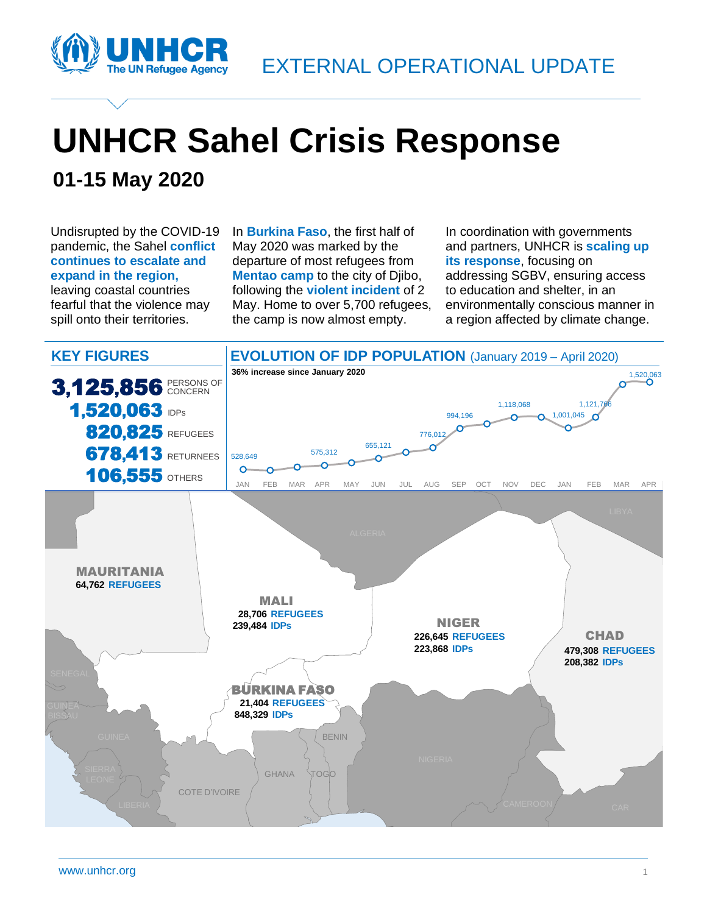EXTERNAL OPERATIONAL UPDATE

# UNHCR Sahel Crisis Response

## 01-15 May 2020

Undisrupted by the COVID-19 pandemic, the Sahel **conflict continues to escalate and expand in the region,** leaving coastal countries fearful that the violence may spill onto their territories.

In **Burkina Faso**, the first half of May 2020 was marked by the departure of most refugees from **Mentao camp** to the city of Djibo, following the **violent incident** of 2 May. Home to over 5,700 refugees, the camp is now almost empty.

In coordination with governments and partners, UNHCR is **scaling up its response**, focusing on addressing SGBV, ensuring access to education and shelter, in an environmentally conscious manner in a region affected by climate change.

### KEY FIGURES

**3,125,856** PERSONS OF CONCERN

**1,520,063** IDPs

**820,825** REFUGEES

**678,413** RETURNEES

**106,555** OTHERS

### EVOLUTION OF IDP POPULATION (January 2019 – April 2020)

36% increase since January 2020

| Month | IDPs |
|---|---|
| JAN | 528,649 |
| FEB | |
| MAR | |
| APR | 575,312 |
| MAY | |
| JUN | 655,121 |
| JUL | |
| AUG | 776,012 |
| SEP | 994,196 |
| OCT | |
| NOV | 1,118,068 |
| DEC | |
| JAN | 1,001,045 |
| FEB | 1,121,766 |
| MAR | |
| APR | 1,520,063 |

**MAURITANIA**
64,762 REFUGEES

**MALI**
28,706 REFUGEES
239,484 IDPs

**NIGER**
226,645 REFUGEES
223,868 IDPs

**CHAD**
479,308 REFUGEES
208,382 IDPs

**BURKINA FASO**
21,404 REFUGEES
848,329 IDPs

www.unhcr.org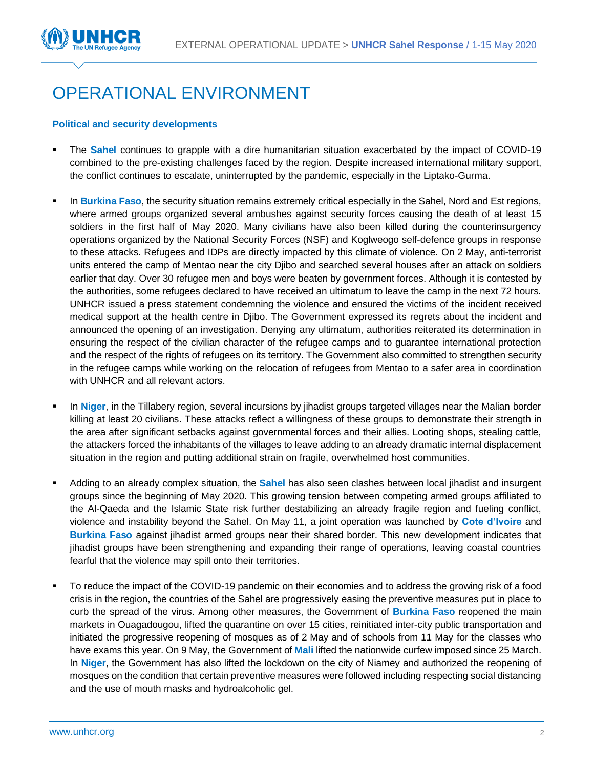# OPERATIONAL ENVIRONMENT

### Political and security developments

- The **Sahel** continues to grapple with a dire humanitarian situation exacerbated by the impact of COVID-19 combined to the pre-existing challenges faced by the region. Despite increased international military support, the conflict continues to escalate, uninterrupted by the pandemic, especially in the Liptako-Gurma.

- In **Burkina Faso**, the security situation remains extremely critical especially in the Sahel, Nord and Est regions, where armed groups organized several ambushes against security forces causing the death of at least 15 soldiers in the first half of May 2020. Many civilians have also been killed during the counterinsurgency operations organized by the National Security Forces (NSF) and Koglweogo self-defence groups in response to these attacks. Refugees and IDPs are directly impacted by this climate of violence. On 2 May, anti-terrorist units entered the camp of Mentao near the city Djibo and searched several houses after an attack on soldiers earlier that day. Over 30 refugee men and boys were beaten by government forces. Although it is contested by the authorities, some refugees declared to have received an ultimatum to leave the camp in the next 72 hours. UNHCR issued a press statement condemning the violence and ensured the victims of the incident received medical support at the health centre in Djibo. The Government expressed its regrets about the incident and announced the opening of an investigation. Denying any ultimatum, authorities reiterated its determination in ensuring the respect of the civilian character of the refugee camps and to guarantee international protection and the respect of the rights of refugees on its territory. The Government also committed to strengthen security in the refugee camps while working on the relocation of refugees from Mentao to a safer area in coordination with UNHCR and all relevant actors.

- In **Niger**, in the Tillabery region, several incursions by jihadist groups targeted villages near the Malian border killing at least 20 civilians. These attacks reflect a willingness of these groups to demonstrate their strength in the area after significant setbacks against governmental forces and their allies. Looting shops, stealing cattle, the attackers forced the inhabitants of the villages to leave adding to an already dramatic internal displacement situation in the region and putting additional strain on fragile, overwhelmed host communities.

- Adding to an already complex situation, the **Sahel** has also seen clashes between local jihadist and insurgent groups since the beginning of May 2020. This growing tension between competing armed groups affiliated to the Al-Qaeda and the Islamic State risk further destabilizing an already fragile region and fueling conflict, violence and instability beyond the Sahel. On May 11, a joint operation was launched by **Cote d'Ivoire** and **Burkina Faso** against jihadist armed groups near their shared border. This new development indicates that jihadist groups have been strengthening and expanding their range of operations, leaving coastal countries fearful that the violence may spill onto their territories.

- To reduce the impact of the COVID-19 pandemic on their economies and to address the growing risk of a food crisis in the region, the countries of the Sahel are progressively easing the preventive measures put in place to curb the spread of the virus. Among other measures, the Government of **Burkina Faso** reopened the main markets in Ouagadougou, lifted the quarantine on over 15 cities, reinitiated inter-city public transportation and initiated the progressive reopening of mosques as of 2 May and of schools from 11 May for the classes who have exams this year. On 9 May, the Government of **Mali** lifted the nationwide curfew imposed since 25 March. In **Niger**, the Government has also lifted the lockdown on the city of Niamey and authorized the reopening of mosques on the condition that certain preventive measures were followed including respecting social distancing and the use of mouth masks and hydroalcoholic gel.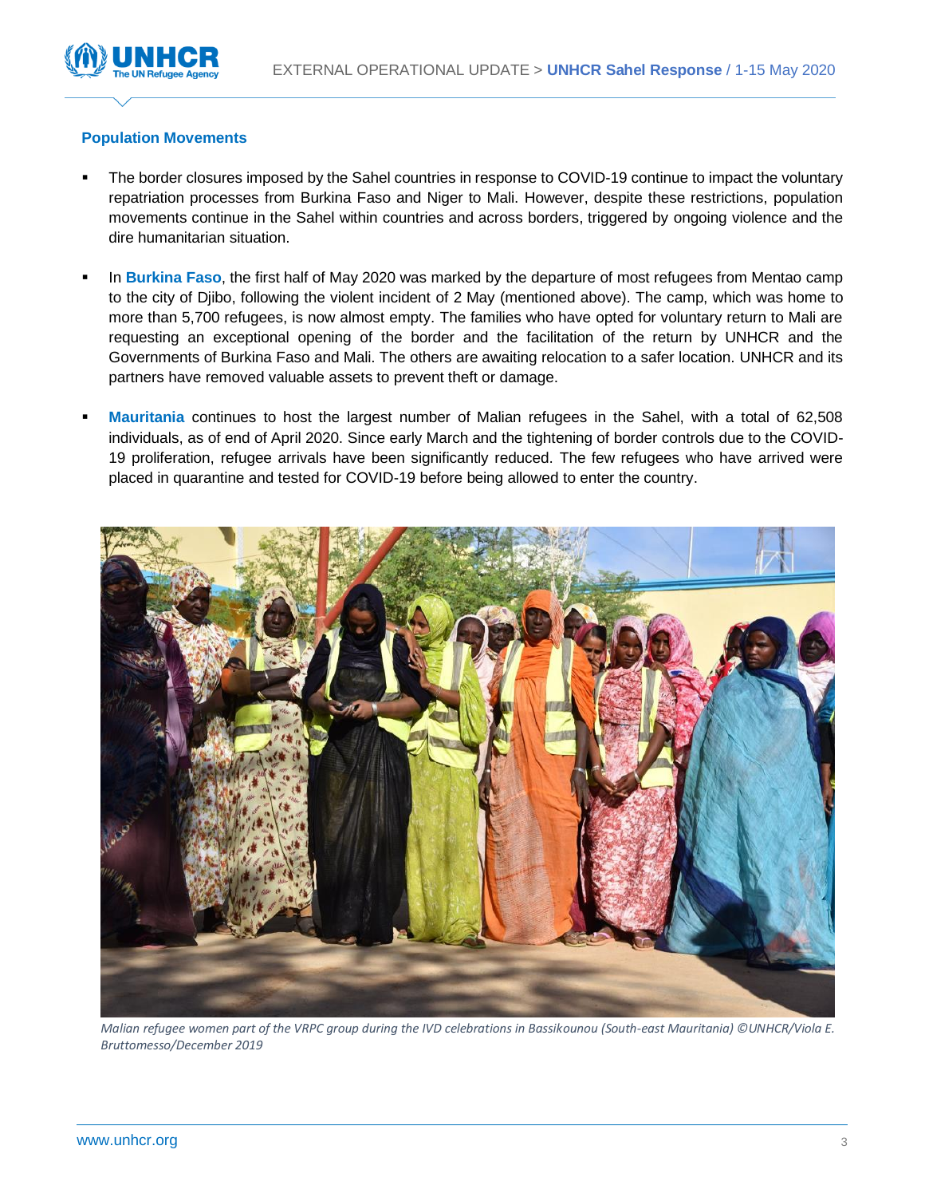### Population Movements

- The border closures imposed by the Sahel countries in response to COVID-19 continue to impact the voluntary repatriation processes from Burkina Faso and Niger to Mali. However, despite these restrictions, population movements continue in the Sahel within countries and across borders, triggered by ongoing violence and the dire humanitarian situation.

- In **Burkina Faso**, the first half of May 2020 was marked by the departure of most refugees from Mentao camp to the city of Djibo, following the violent incident of 2 May (mentioned above). The camp, which was home to more than 5,700 refugees, is now almost empty. The families who have opted for voluntary return to Mali are requesting an exceptional opening of the border and the facilitation of the return by UNHCR and the Governments of Burkina Faso and Mali. The others are awaiting relocation to a safer location. UNHCR and its partners have removed valuable assets to prevent theft or damage.

- **Mauritania** continues to host the largest number of Malian refugees in the Sahel, with a total of 62,508 individuals, as of end of April 2020. Since early March and the tightening of border controls due to the COVID-19 proliferation, refugee arrivals have been significantly reduced. The few refugees who have arrived were placed in quarantine and tested for COVID-19 before being allowed to enter the country.

*Malian refugee women part of the VRPC group during the IVD celebrations in Bassikounou (South-east Mauritania) ©UNHCR/Viola E. Bruttomesso/December 2019*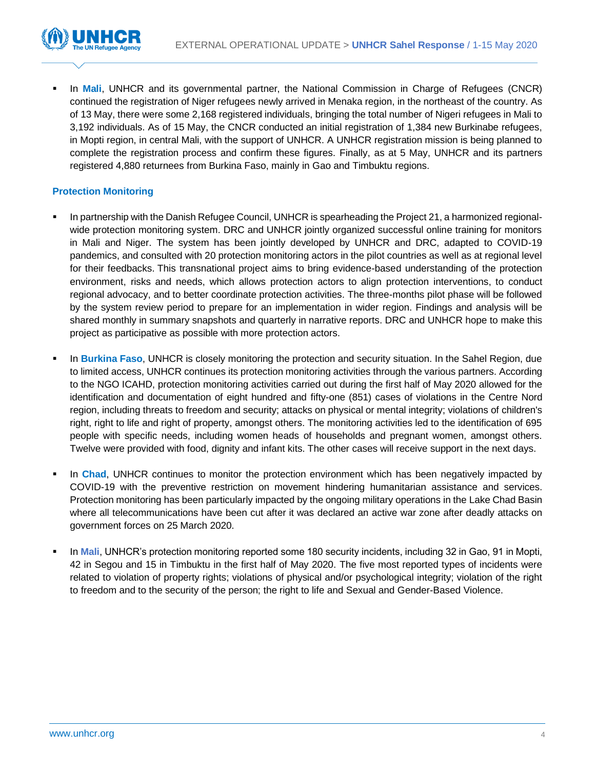- In **Mali**, UNHCR and its governmental partner, the National Commission in Charge of Refugees (CNCR) continued the registration of Niger refugees newly arrived in Menaka region, in the northeast of the country. As of 13 May, there were some 2,168 registered individuals, bringing the total number of Nigeri refugees in Mali to 3,192 individuals. As of 15 May, the CNCR conducted an initial registration of 1,384 new Burkinabe refugees, in Mopti region, in central Mali, with the support of UNHCR. A UNHCR registration mission is being planned to complete the registration process and confirm these figures. Finally, as at 5 May, UNHCR and its partners registered 4,880 returnees from Burkina Faso, mainly in Gao and Timbuktu regions.

### Protection Monitoring

- In partnership with the Danish Refugee Council, UNHCR is spearheading the Project 21, a harmonized regional-wide protection monitoring system. DRC and UNHCR jointly organized successful online training for monitors in Mali and Niger. The system has been jointly developed by UNHCR and DRC, adapted to COVID-19 pandemics, and consulted with 20 protection monitoring actors in the pilot countries as well as at regional level for their feedbacks. This transnational project aims to bring evidence-based understanding of the protection environment, risks and needs, which allows protection actors to align protection interventions, to conduct regional advocacy, and to better coordinate protection activities. The three-months pilot phase will be followed by the system review period to prepare for an implementation in wider region. Findings and analysis will be shared monthly in summary snapshots and quarterly in narrative reports. DRC and UNHCR hope to make this project as participative as possible with more protection actors.

- In **Burkina Faso**, UNHCR is closely monitoring the protection and security situation. In the Sahel Region, due to limited access, UNHCR continues its protection monitoring activities through the various partners. According to the NGO ICAHD, protection monitoring activities carried out during the first half of May 2020 allowed for the identification and documentation of eight hundred and fifty-one (851) cases of violations in the Centre Nord region, including threats to freedom and security; attacks on physical or mental integrity; violations of children's right, right to life and right of property, amongst others. The monitoring activities led to the identification of 695 people with specific needs, including women heads of households and pregnant women, amongst others. Twelve were provided with food, dignity and infant kits. The other cases will receive support in the next days.

- In **Chad**, UNHCR continues to monitor the protection environment which has been negatively impacted by COVID-19 with the preventive restriction on movement hindering humanitarian assistance and services. Protection monitoring has been particularly impacted by the ongoing military operations in the Lake Chad Basin where all telecommunications have been cut after it was declared an active war zone after deadly attacks on government forces on 25 March 2020.

- In **Mali**, UNHCR's protection monitoring reported some 180 security incidents, including 32 in Gao, 91 in Mopti, 42 in Segou and 15 in Timbuktu in the first half of May 2020. The five most reported types of incidents were related to violation of property rights; violations of physical and/or psychological integrity; violation of the right to freedom and to the security of the person; the right to life and Sexual and Gender-Based Violence.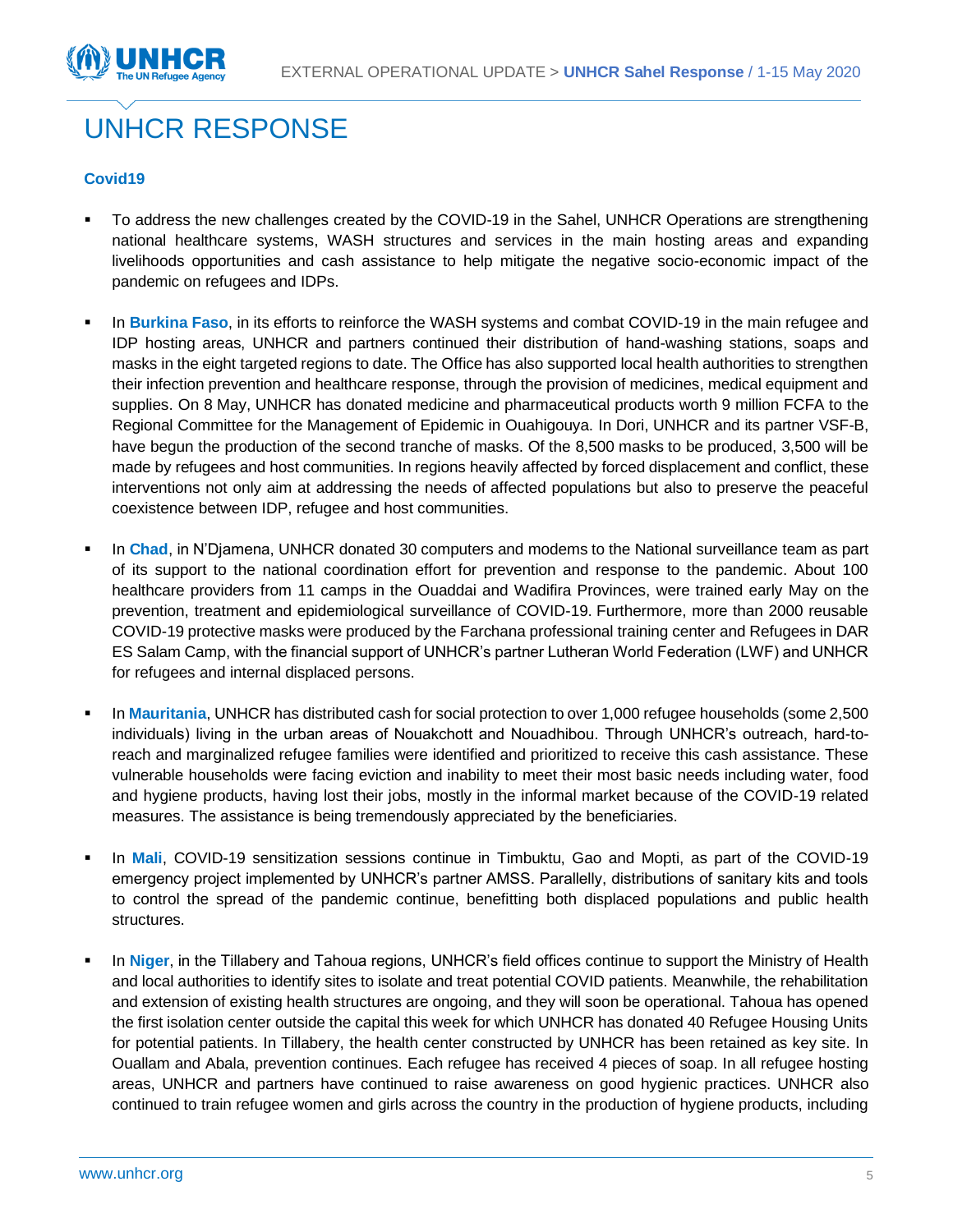# UNHCR RESPONSE

### Covid19

- To address the new challenges created by the COVID-19 in the Sahel, UNHCR Operations are strengthening national healthcare systems, WASH structures and services in the main hosting areas and expanding livelihoods opportunities and cash assistance to help mitigate the negative socio-economic impact of the pandemic on refugees and IDPs.

- In **Burkina Faso**, in its efforts to reinforce the WASH systems and combat COVID-19 in the main refugee and IDP hosting areas, UNHCR and partners continued their distribution of hand-washing stations, soaps and masks in the eight targeted regions to date. The Office has also supported local health authorities to strengthen their infection prevention and healthcare response, through the provision of medicines, medical equipment and supplies. On 8 May, UNHCR has donated medicine and pharmaceutical products worth 9 million FCFA to the Regional Committee for the Management of Epidemic in Ouahigouya. In Dori, UNHCR and its partner VSF-B, have begun the production of the second tranche of masks. Of the 8,500 masks to be produced, 3,500 will be made by refugees and host communities. In regions heavily affected by forced displacement and conflict, these interventions not only aim at addressing the needs of affected populations but also to preserve the peaceful coexistence between IDP, refugee and host communities.

- In **Chad**, in N'Djamena, UNHCR donated 30 computers and modems to the National surveillance team as part of its support to the national coordination effort for prevention and response to the pandemic. About 100 healthcare providers from 11 camps in the Ouaddai and Wadifira Provinces, were trained early May on the prevention, treatment and epidemiological surveillance of COVID-19. Furthermore, more than 2000 reusable COVID-19 protective masks were produced by the Farchana professional training center and Refugees in DAR ES Salam Camp, with the financial support of UNHCR's partner Lutheran World Federation (LWF) and UNHCR for refugees and internal displaced persons.

- In **Mauritania**, UNHCR has distributed cash for social protection to over 1,000 refugee households (some 2,500 individuals) living in the urban areas of Nouakchott and Nouadhibou. Through UNHCR's outreach, hard-to-reach and marginalized refugee families were identified and prioritized to receive this cash assistance. These vulnerable households were facing eviction and inability to meet their most basic needs including water, food and hygiene products, having lost their jobs, mostly in the informal market because of the COVID-19 related measures. The assistance is being tremendously appreciated by the beneficiaries.

- In **Mali**, COVID-19 sensitization sessions continue in Timbuktu, Gao and Mopti, as part of the COVID-19 emergency project implemented by UNHCR's partner AMSS. Parallelly, distributions of sanitary kits and tools to control the spread of the pandemic continue, benefitting both displaced populations and public health structures.

- In **Niger**, in the Tillabery and Tahoua regions, UNHCR's field offices continue to support the Ministry of Health and local authorities to identify sites to isolate and treat potential COVID patients. Meanwhile, the rehabilitation and extension of existing health structures are ongoing, and they will soon be operational. Tahoua has opened the first isolation center outside the capital this week for which UNHCR has donated 40 Refugee Housing Units for potential patients. In Tillabery, the health center constructed by UNHCR has been retained as key site. In Ouallam and Abala, prevention continues. Each refugee has received 4 pieces of soap. In all refugee hosting areas, UNHCR and partners have continued to raise awareness on good hygienic practices. UNHCR also continued to train refugee women and girls across the country in the production of hygiene products, including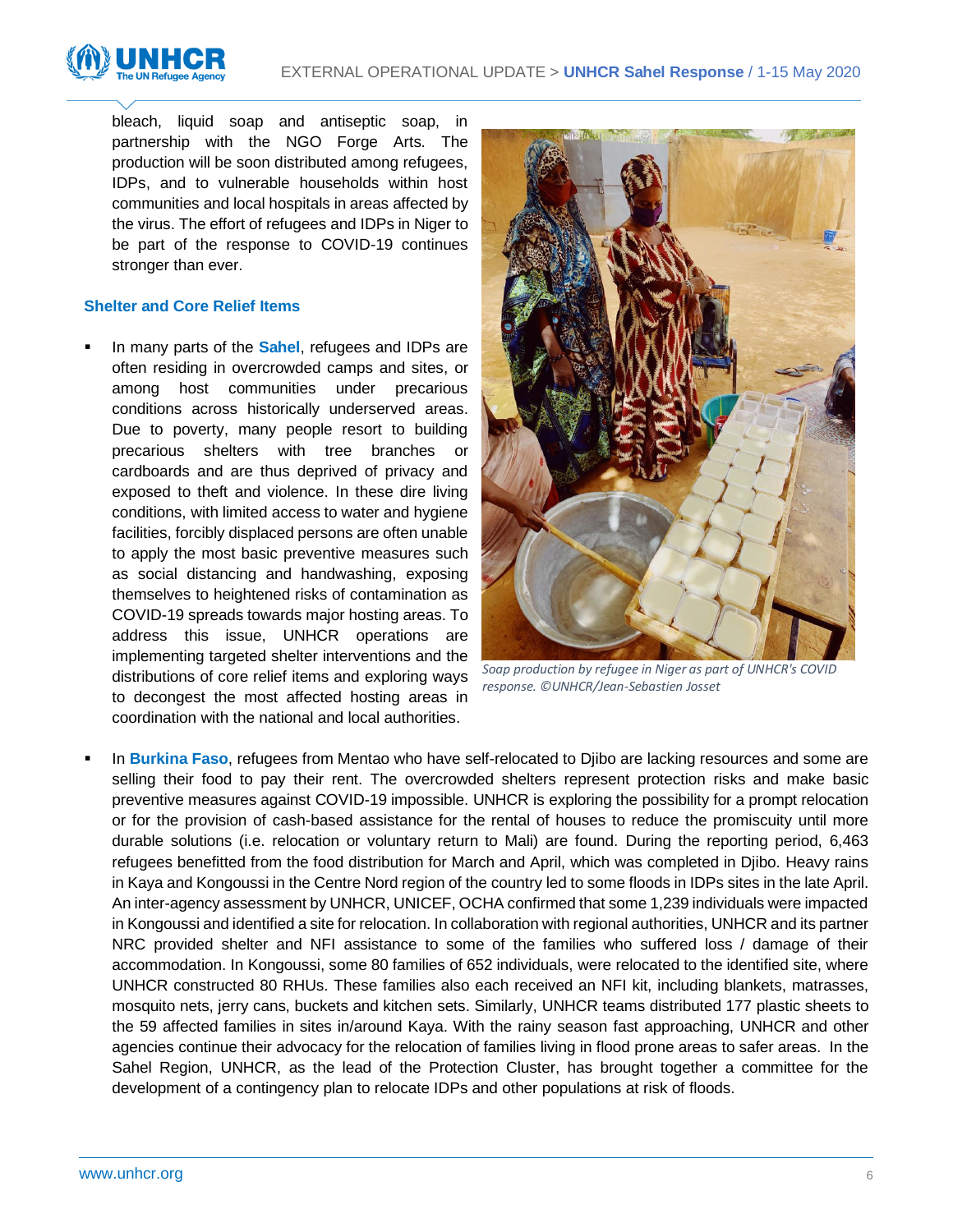bleach, liquid soap and antiseptic soap, in partnership with the NGO Forge Arts. The production will be soon distributed among refugees, IDPs, and to vulnerable households within host communities and local hospitals in areas affected by the virus. The effort of refugees and IDPs in Niger to be part of the response to COVID-19 continues stronger than ever.

*Soap production by refugee in Niger as part of UNHCR's COVID response. ©UNHCR/Jean-Sebastien Josset*

### Shelter and Core Relief Items

- In many parts of the **Sahel**, refugees and IDPs are often residing in overcrowded camps and sites, or among host communities under precarious conditions across historically underserved areas. Due to poverty, many people resort to building precarious shelters with tree branches or cardboards and are thus deprived of privacy and exposed to theft and violence. In these dire living conditions, with limited access to water and hygiene facilities, forcibly displaced persons are often unable to apply the most basic preventive measures such as social distancing and handwashing, exposing themselves to heightened risks of contamination as COVID-19 spreads towards major hosting areas. To address this issue, UNHCR operations are implementing targeted shelter interventions and the distributions of core relief items and exploring ways to decongest the most affected hosting areas in coordination with the national and local authorities.

- In **Burkina Faso**, refugees from Mentao who have self-relocated to Djibo are lacking resources and some are selling their food to pay their rent. The overcrowded shelters represent protection risks and make basic preventive measures against COVID-19 impossible. UNHCR is exploring the possibility for a prompt relocation or for the provision of cash-based assistance for the rental of houses to reduce the promiscuity until more durable solutions (i.e. relocation or voluntary return to Mali) are found. During the reporting period, 6,463 refugees benefitted from the food distribution for March and April, which was completed in Djibo. Heavy rains in Kaya and Kongoussi in the Centre Nord region of the country led to some floods in IDPs sites in the late April. An inter-agency assessment by UNHCR, UNICEF, OCHA confirmed that some 1,239 individuals were impacted in Kongoussi and identified a site for relocation. In collaboration with regional authorities, UNHCR and its partner NRC provided shelter and NFI assistance to some of the families who suffered loss / damage of their accommodation. In Kongoussi, some 80 families of 652 individuals, were relocated to the identified site, where UNHCR constructed 80 RHUs. These families also each received an NFI kit, including blankets, matrasses, mosquito nets, jerry cans, buckets and kitchen sets. Similarly, UNHCR teams distributed 177 plastic sheets to the 59 affected families in sites in/around Kaya. With the rainy season fast approaching, UNHCR and other agencies continue their advocacy for the relocation of families living in flood prone areas to safer areas. In the Sahel Region, UNHCR, as the lead of the Protection Cluster, has brought together a committee for the development of a contingency plan to relocate IDPs and other populations at risk of floods.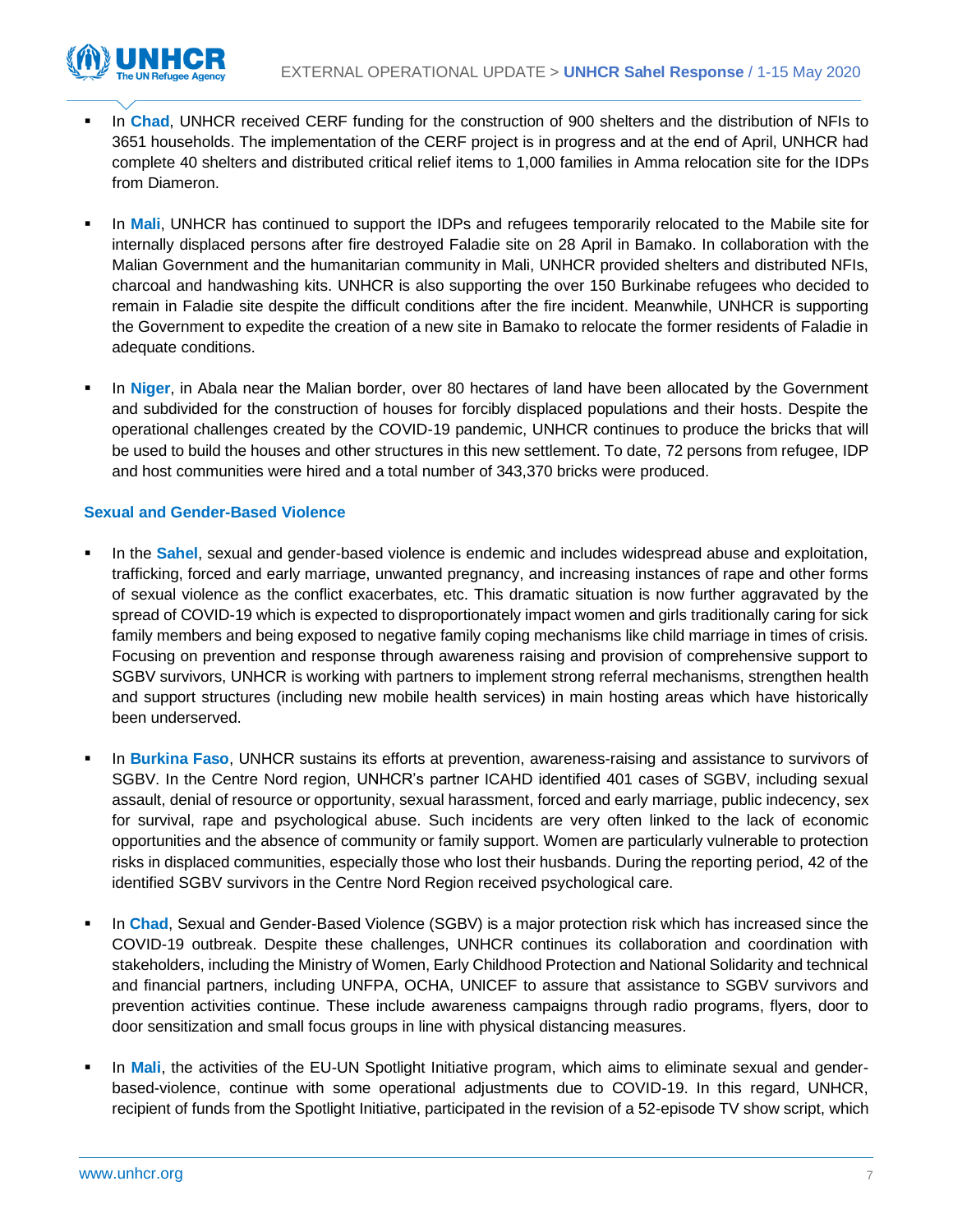- In **Chad**, UNHCR received CERF funding for the construction of 900 shelters and the distribution of NFIs to 3651 households. The implementation of the CERF project is in progress and at the end of April, UNHCR had complete 40 shelters and distributed critical relief items to 1,000 families in Amma relocation site for the IDPs from Diameron.

- In **Mali**, UNHCR has continued to support the IDPs and refugees temporarily relocated to the Mabile site for internally displaced persons after fire destroyed Faladie site on 28 April in Bamako. In collaboration with the Malian Government and the humanitarian community in Mali, UNHCR provided shelters and distributed NFIs, charcoal and handwashing kits. UNHCR is also supporting the over 150 Burkinabe refugees who decided to remain in Faladie site despite the difficult conditions after the fire incident. Meanwhile, UNHCR is supporting the Government to expedite the creation of a new site in Bamako to relocate the former residents of Faladie in adequate conditions.

- In **Niger**, in Abala near the Malian border, over 80 hectares of land have been allocated by the Government and subdivided for the construction of houses for forcibly displaced populations and their hosts. Despite the operational challenges created by the COVID-19 pandemic, UNHCR continues to produce the bricks that will be used to build the houses and other structures in this new settlement. To date, 72 persons from refugee, IDP and host communities were hired and a total number of 343,370 bricks were produced.

### Sexual and Gender-Based Violence

- In the **Sahel**, sexual and gender-based violence is endemic and includes widespread abuse and exploitation, trafficking, forced and early marriage, unwanted pregnancy, and increasing instances of rape and other forms of sexual violence as the conflict exacerbates, etc. This dramatic situation is now further aggravated by the spread of COVID-19 which is expected to disproportionately impact women and girls traditionally caring for sick family members and being exposed to negative family coping mechanisms like child marriage in times of crisis. Focusing on prevention and response through awareness raising and provision of comprehensive support to SGBV survivors, UNHCR is working with partners to implement strong referral mechanisms, strengthen health and support structures (including new mobile health services) in main hosting areas which have historically been underserved.

- In **Burkina Faso**, UNHCR sustains its efforts at prevention, awareness-raising and assistance to survivors of SGBV. In the Centre Nord region, UNHCR's partner ICAHD identified 401 cases of SGBV, including sexual assault, denial of resource or opportunity, sexual harassment, forced and early marriage, public indecency, sex for survival, rape and psychological abuse. Such incidents are very often linked to the lack of economic opportunities and the absence of community or family support. Women are particularly vulnerable to protection risks in displaced communities, especially those who lost their husbands. During the reporting period, 42 of the identified SGBV survivors in the Centre Nord Region received psychological care.

- In **Chad**, Sexual and Gender-Based Violence (SGBV) is a major protection risk which has increased since the COVID-19 outbreak. Despite these challenges, UNHCR continues its collaboration and coordination with stakeholders, including the Ministry of Women, Early Childhood Protection and National Solidarity and technical and financial partners, including UNFPA, OCHA, UNICEF to assure that assistance to SGBV survivors and prevention activities continue. These include awareness campaigns through radio programs, flyers, door to door sensitization and small focus groups in line with physical distancing measures.

- In **Mali**, the activities of the EU-UN Spotlight Initiative program, which aims to eliminate sexual and gender-based-violence, continue with some operational adjustments due to COVID-19. In this regard, UNHCR, recipient of funds from the Spotlight Initiative, participated in the revision of a 52-episode TV show script, which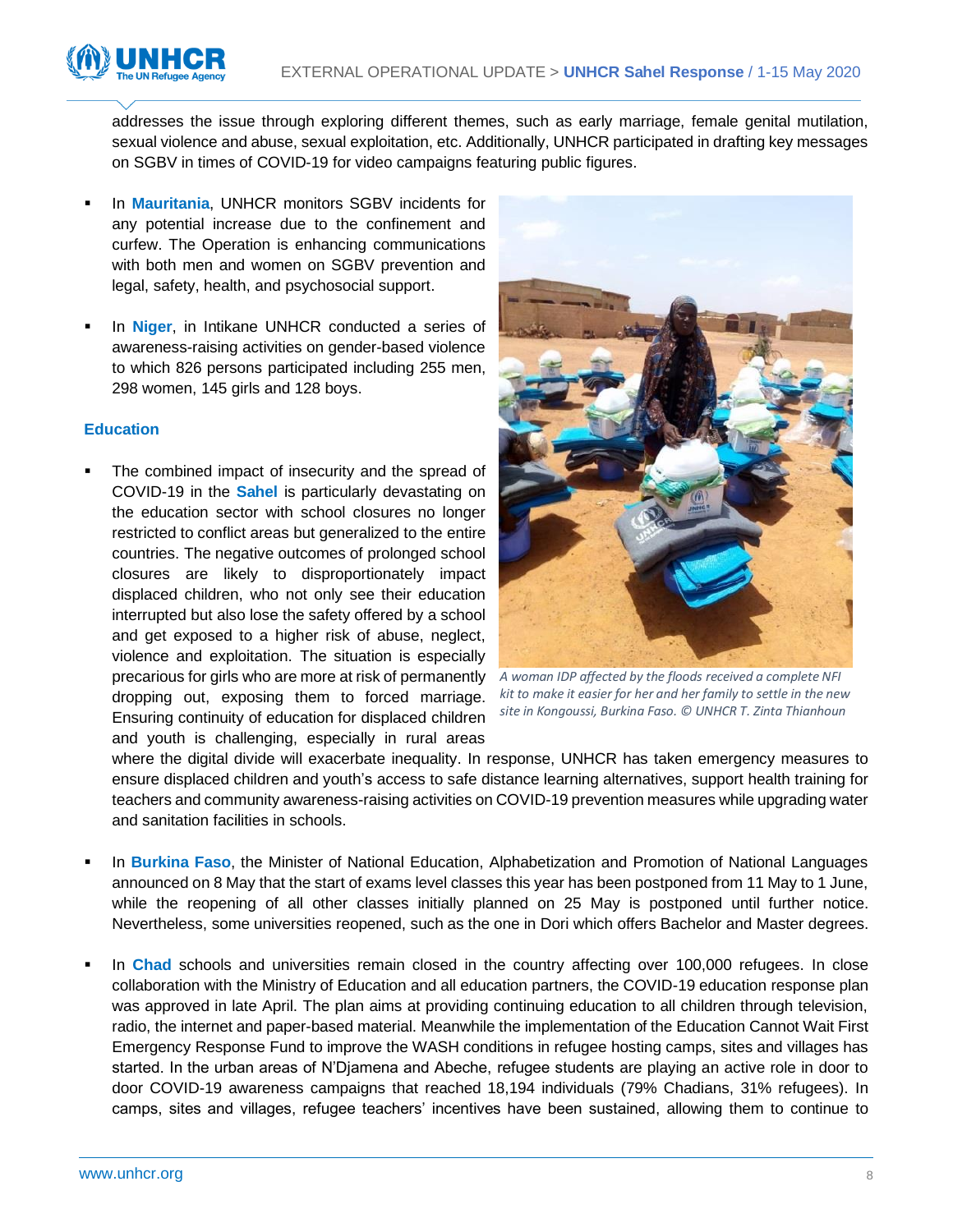addresses the issue through exploring different themes, such as early marriage, female genital mutilation, sexual violence and abuse, sexual exploitation, etc. Additionally, UNHCR participated in drafting key messages on SGBV in times of COVID-19 for video campaigns featuring public figures.

- In **Mauritania**, UNHCR monitors SGBV incidents for any potential increase due to the confinement and curfew. The Operation is enhancing communications with both men and women on SGBV prevention and legal, safety, health, and psychosocial support.

- In **Niger**, in Intikane UNHCR conducted a series of awareness-raising activities on gender-based violence to which 826 persons participated including 255 men, 298 women, 145 girls and 128 boys.

### Education

- The combined impact of insecurity and the spread of COVID-19 in the **Sahel** is particularly devastating on the education sector with school closures no longer restricted to conflict areas but generalized to the entire countries. The negative outcomes of prolonged school closures are likely to disproportionately impact displaced children, who not only see their education interrupted but also lose the safety offered by a school and get exposed to a higher risk of abuse, neglect, violence and exploitation. The situation is especially precarious for girls who are more at risk of permanently dropping out, exposing them to forced marriage. Ensuring continuity of education for displaced children and youth is challenging, especially in rural areas where the digital divide will exacerbate inequality. In response, UNHCR has taken emergency measures to ensure displaced children and youth's access to safe distance learning alternatives, support health training for teachers and community awareness-raising activities on COVID-19 prevention measures while upgrading water and sanitation facilities in schools.

*A woman IDP affected by the floods received a complete NFI kit to make it easier for her and her family to settle in the new site in Kongoussi, Burkina Faso. © UNHCR T. Zinta Thianhoun*

- In **Burkina Faso**, the Minister of National Education, Alphabetization and Promotion of National Languages announced on 8 May that the start of exams level classes this year has been postponed from 11 May to 1 June, while the reopening of all other classes initially planned on 25 May is postponed until further notice. Nevertheless, some universities reopened, such as the one in Dori which offers Bachelor and Master degrees.

- In **Chad** schools and universities remain closed in the country affecting over 100,000 refugees. In close collaboration with the Ministry of Education and all education partners, the COVID-19 education response plan was approved in late April. The plan aims at providing continuing education to all children through television, radio, the internet and paper-based material. Meanwhile the implementation of the Education Cannot Wait First Emergency Response Fund to improve the WASH conditions in refugee hosting camps, sites and villages has started. In the urban areas of N'Djamena and Abeche, refugee students are playing an active role in door to door COVID-19 awareness campaigns that reached 18,194 individuals (79% Chadians, 31% refugees). In camps, sites and villages, refugee teachers' incentives have been sustained, allowing them to continue to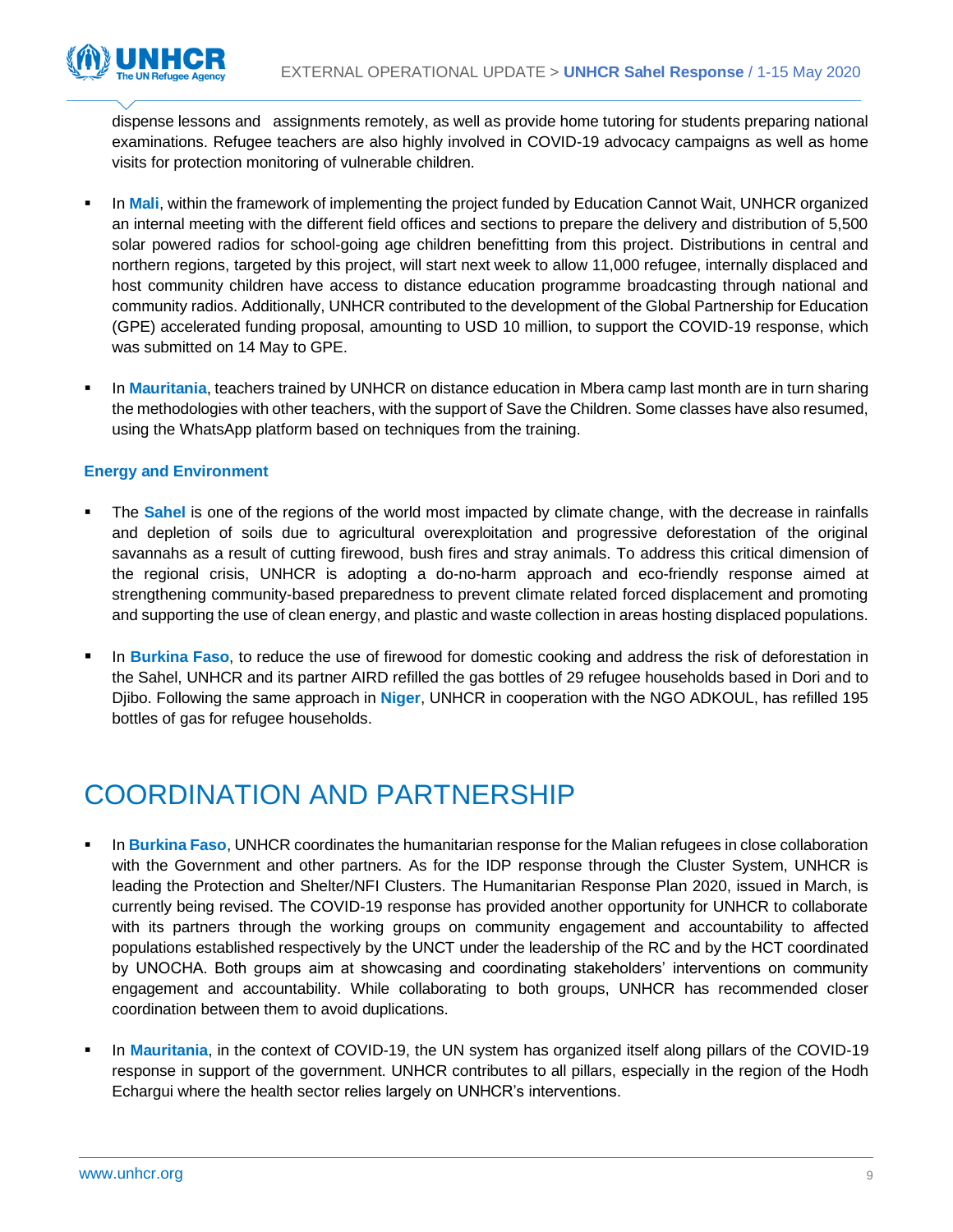dispense lessons and assignments remotely, as well as provide home tutoring for students preparing national examinations. Refugee teachers are also highly involved in COVID-19 advocacy campaigns as well as home visits for protection monitoring of vulnerable children.

- In **Mali**, within the framework of implementing the project funded by Education Cannot Wait, UNHCR organized an internal meeting with the different field offices and sections to prepare the delivery and distribution of 5,500 solar powered radios for school-going age children benefitting from this project. Distributions in central and northern regions, targeted by this project, will start next week to allow 11,000 refugee, internally displaced and host community children have access to distance education programme broadcasting through national and community radios. Additionally, UNHCR contributed to the development of the Global Partnership for Education (GPE) accelerated funding proposal, amounting to USD 10 million, to support the COVID-19 response, which was submitted on 14 May to GPE.

- In **Mauritania**, teachers trained by UNHCR on distance education in Mbera camp last month are in turn sharing the methodologies with other teachers, with the support of Save the Children. Some classes have also resumed, using the WhatsApp platform based on techniques from the training.

### Energy and Environment

- The **Sahel** is one of the regions of the world most impacted by climate change, with the decrease in rainfalls and depletion of soils due to agricultural overexploitation and progressive deforestation of the original savannahs as a result of cutting firewood, bush fires and stray animals. To address this critical dimension of the regional crisis, UNHCR is adopting a do-no-harm approach and eco-friendly response aimed at strengthening community-based preparedness to prevent climate related forced displacement and promoting and supporting the use of clean energy, and plastic and waste collection in areas hosting displaced populations.

- In **Burkina Faso**, to reduce the use of firewood for domestic cooking and address the risk of deforestation in the Sahel, UNHCR and its partner AIRD refilled the gas bottles of 29 refugee households based in Dori and to Djibo. Following the same approach in **Niger**, UNHCR in cooperation with the NGO ADKOUL, has refilled 195 bottles of gas for refugee households.

## COORDINATION AND PARTNERSHIP

- In **Burkina Faso**, UNHCR coordinates the humanitarian response for the Malian refugees in close collaboration with the Government and other partners. As for the IDP response through the Cluster System, UNHCR is leading the Protection and Shelter/NFI Clusters. The Humanitarian Response Plan 2020, issued in March, is currently being revised. The COVID-19 response has provided another opportunity for UNHCR to collaborate with its partners through the working groups on community engagement and accountability to affected populations established respectively by the UNCT under the leadership of the RC and by the HCT coordinated by UNOCHA. Both groups aim at showcasing and coordinating stakeholders' interventions on community engagement and accountability. While collaborating to both groups, UNHCR has recommended closer coordination between them to avoid duplications.

- In **Mauritania**, in the context of COVID-19, the UN system has organized itself along pillars of the COVID-19 response in support of the government. UNHCR contributes to all pillars, especially in the region of the Hodh Echargui where the health sector relies largely on UNHCR's interventions.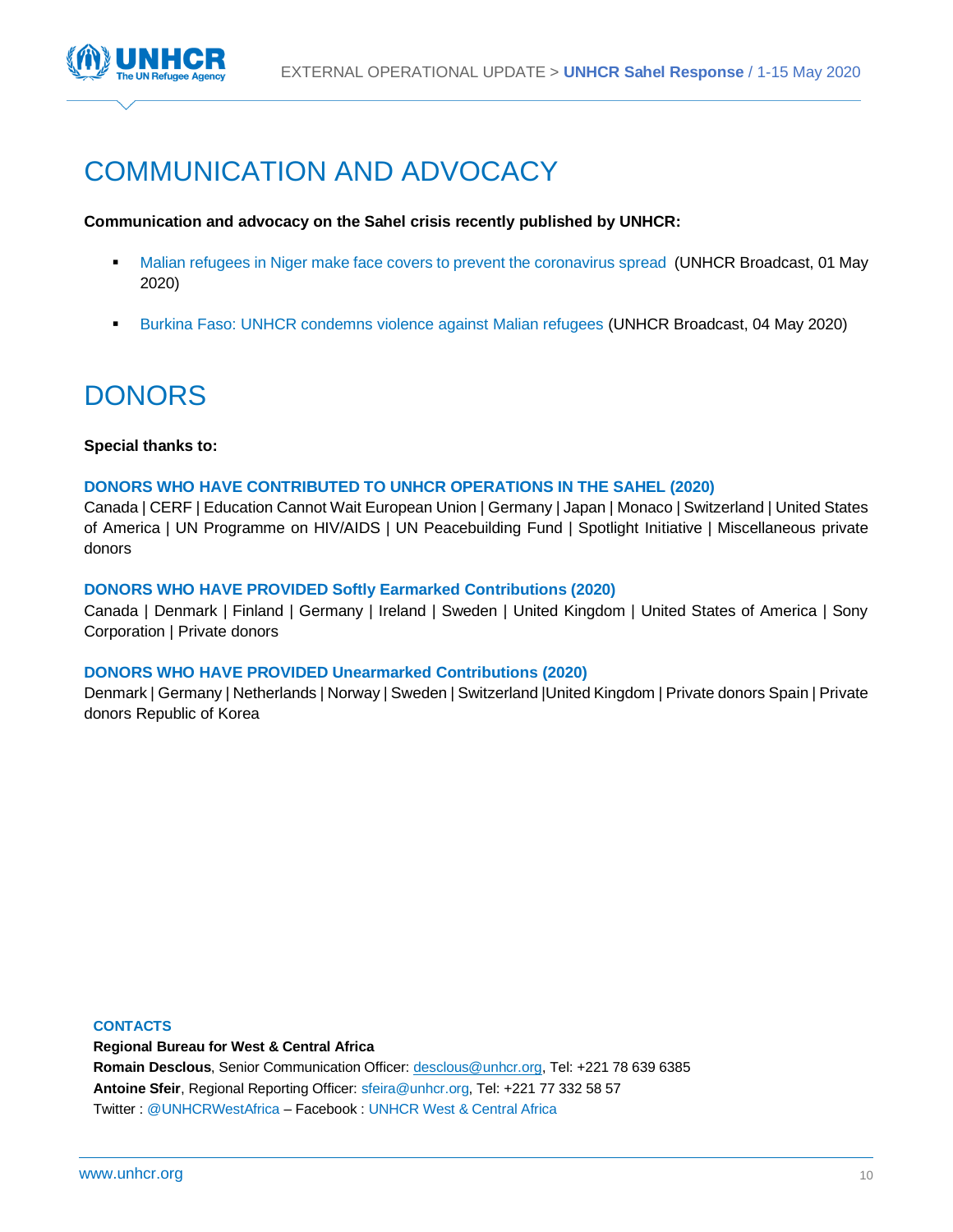# COMMUNICATION AND ADVOCACY

**Communication and advocacy on the Sahel crisis recently published by UNHCR:**

- Malian refugees in Niger make face covers to prevent the coronavirus spread (UNHCR Broadcast, 01 May 2020)
- Burkina Faso: UNHCR condemns violence against Malian refugees (UNHCR Broadcast, 04 May 2020)

# DONORS

**Special thanks to:**

**DONORS WHO HAVE CONTRIBUTED TO UNHCR OPERATIONS IN THE SAHEL (2020)**

Canada | CERF | Education Cannot Wait European Union | Germany | Japan | Monaco | Switzerland | United States of America | UN Programme on HIV/AIDS | UN Peacebuilding Fund | Spotlight Initiative | Miscellaneous private donors

**DONORS WHO HAVE PROVIDED Softly Earmarked Contributions (2020)**

Canada | Denmark | Finland | Germany | Ireland | Sweden | United Kingdom | United States of America | Sony Corporation | Private donors

**DONORS WHO HAVE PROVIDED Unearmarked Contributions (2020)**

Denmark | Germany | Netherlands | Norway | Sweden | Switzerland |United Kingdom | Private donors Spain | Private donors Republic of Korea

**CONTACTS**

**Regional Bureau for West & Central Africa**

**Romain Desclous**, Senior Communication Officer: desclous@unhcr.org, Tel: +221 78 639 6385

**Antoine Sfeir**, Regional Reporting Officer: sfeira@unhcr.org, Tel: +221 77 332 58 57

Twitter : @UNHCRWestAfrica – Facebook : UNHCR West & Central Africa